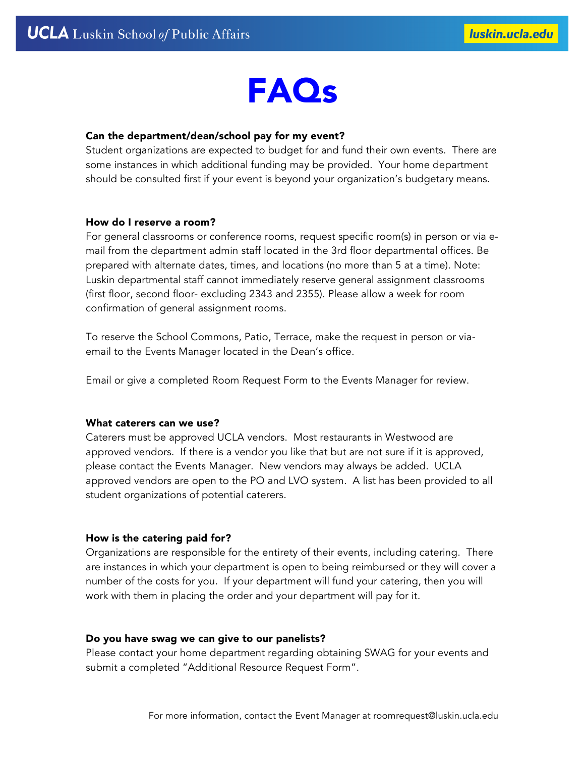# FAQs

**Can the department/dean/school pay for my event?**
Student organizations are expected to budget for and fund their own events. There are some instances in which additional funding may be provided. Your home department should be consulted first if your event is beyond your organization's budgetary means.

**How do I reserve a room?**
For general classrooms or conference rooms, request specific room(s) in person or via e-mail from the department admin staff located in the 3rd floor departmental offices. Be prepared with alternate dates, times, and locations (no more than 5 at a time). Note: Luskin departmental staff cannot immediately reserve general assignment classrooms (first floor, second floor- excluding 2343 and 2355). Please allow a week for room confirmation of general assignment rooms.

To reserve the School Commons, Patio, Terrace, make the request in person or via-email to the Events Manager located in the Dean's office.

Email or give a completed Room Request Form to the Events Manager for review.

**What caterers can we use?**
Caterers must be approved UCLA vendors. Most restaurants in Westwood are approved vendors. If there is a vendor you like that but are not sure if it is approved, please contact the Events Manager. New vendors may always be added. UCLA approved vendors are open to the PO and LVO system. A list has been provided to all student organizations of potential caterers.

**How is the catering paid for?**
Organizations are responsible for the entirety of their events, including catering. There are instances in which your department is open to being reimbursed or they will cover a number of the costs for you. If your department will fund your catering, then you will work with them in placing the order and your department will pay for it.

**Do you have swag we can give to our panelists?**
Please contact your home department regarding obtaining SWAG for your events and submit a completed "Additional Resource Request Form".

For more information, contact the Event Manager at roomrequest@luskin.ucla.edu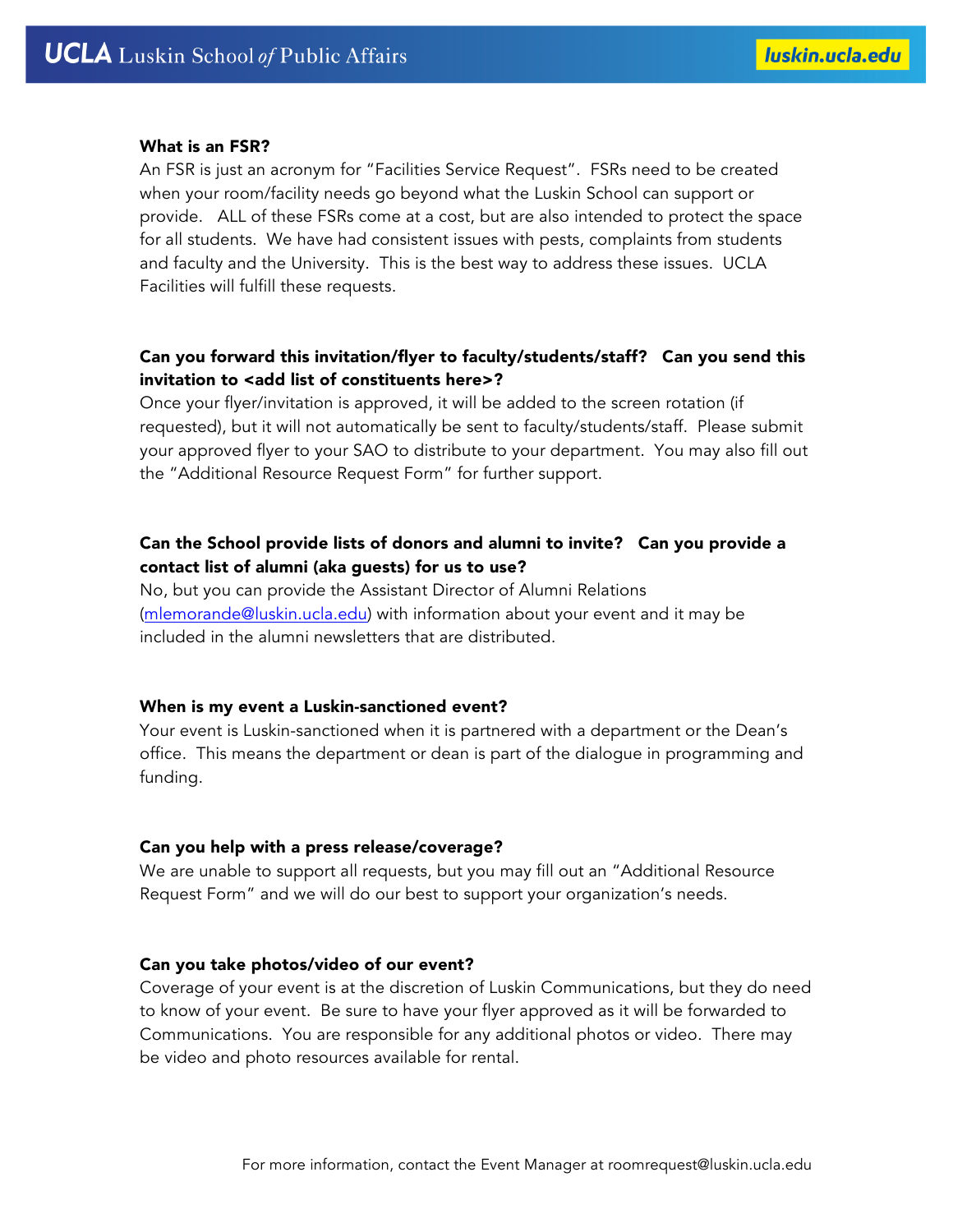**What is an FSR?**

An FSR is just an acronym for "Facilities Service Request". FSRs need to be created when your room/facility needs go beyond what the Luskin School can support or provide. ALL of these FSRs come at a cost, but are also intended to protect the space for all students. We have had consistent issues with pests, complaints from students and faculty and the University. This is the best way to address these issues. UCLA Facilities will fulfill these requests.

**Can you forward this invitation/flyer to faculty/students/staff? Can you send this invitation to <add list of constituents here>?**

Once your flyer/invitation is approved, it will be added to the screen rotation (if requested), but it will not automatically be sent to faculty/students/staff. Please submit your approved flyer to your SAO to distribute to your department. You may also fill out the "Additional Resource Request Form" for further support.

**Can the School provide lists of donors and alumni to invite? Can you provide a contact list of alumni (aka guests) for us to use?**

No, but you can provide the Assistant Director of Alumni Relations (mlemorande@luskin.ucla.edu) with information about your event and it may be included in the alumni newsletters that are distributed.

**When is my event a Luskin-sanctioned event?**

Your event is Luskin-sanctioned when it is partnered with a department or the Dean's office. This means the department or dean is part of the dialogue in programming and funding.

**Can you help with a press release/coverage?**

We are unable to support all requests, but you may fill out an "Additional Resource Request Form" and we will do our best to support your organization's needs.

**Can you take photos/video of our event?**

Coverage of your event is at the discretion of Luskin Communications, but they do need to know of your event. Be sure to have your flyer approved as it will be forwarded to Communications. You are responsible for any additional photos or video. There may be video and photo resources available for rental.

For more information, contact the Event Manager at roomrequest@luskin.ucla.edu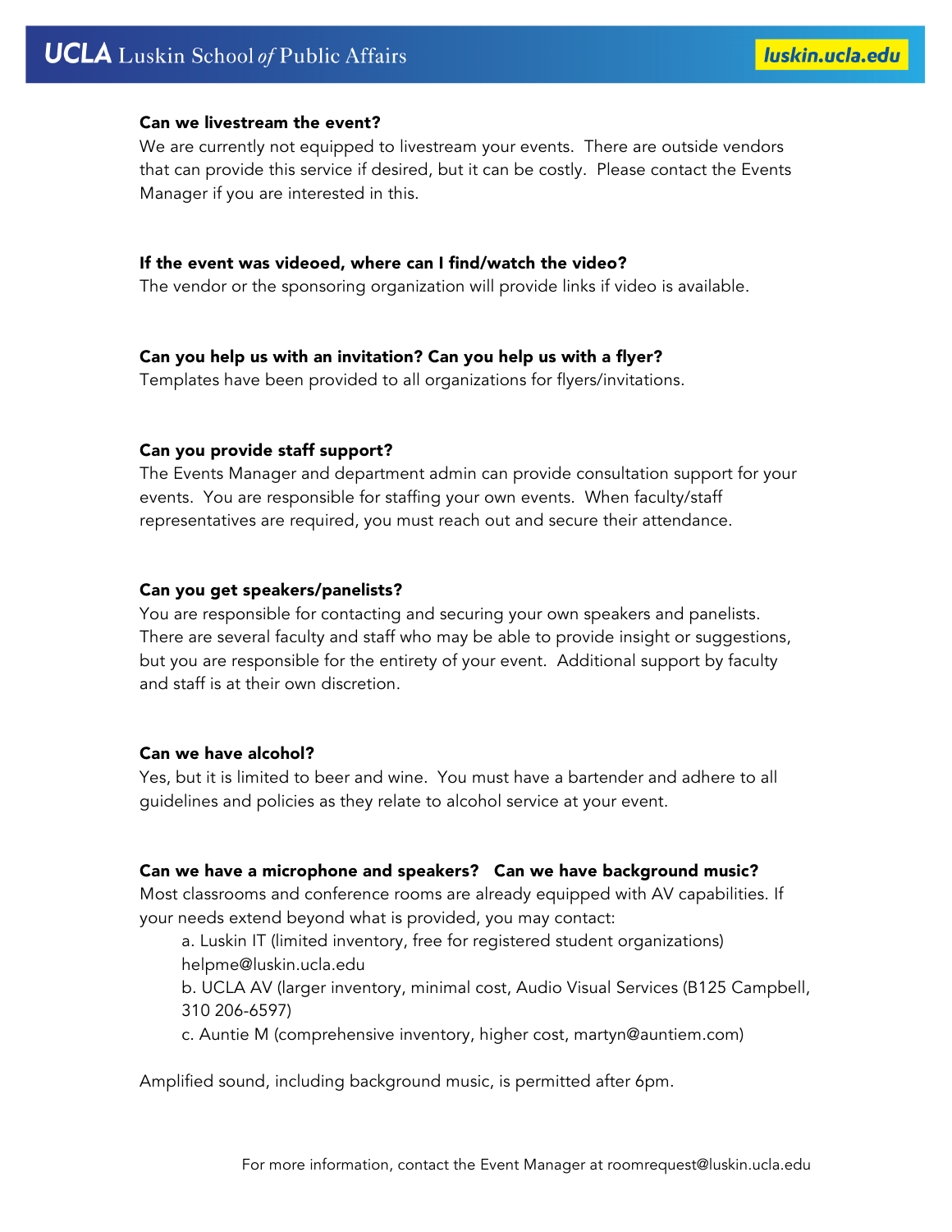**Can we livestream the event?**

We are currently not equipped to livestream your events. There are outside vendors that can provide this service if desired, but it can be costly. Please contact the Events Manager if you are interested in this.

**If the event was videoed, where can I find/watch the video?**

The vendor or the sponsoring organization will provide links if video is available.

**Can you help us with an invitation? Can you help us with a flyer?**

Templates have been provided to all organizations for flyers/invitations.

**Can you provide staff support?**

The Events Manager and department admin can provide consultation support for your events. You are responsible for staffing your own events. When faculty/staff representatives are required, you must reach out and secure their attendance.

**Can you get speakers/panelists?**

You are responsible for contacting and securing your own speakers and panelists. There are several faculty and staff who may be able to provide insight or suggestions, but you are responsible for the entirety of your event. Additional support by faculty and staff is at their own discretion.

**Can we have alcohol?**

Yes, but it is limited to beer and wine. You must have a bartender and adhere to all guidelines and policies as they relate to alcohol service at your event.

**Can we have a microphone and speakers? Can we have background music?**

Most classrooms and conference rooms are already equipped with AV capabilities. If your needs extend beyond what is provided, you may contact:

a. Luskin IT (limited inventory, free for registered student organizations) helpme@luskin.ucla.edu

b. UCLA AV (larger inventory, minimal cost, Audio Visual Services (B125 Campbell, 310 206-6597)

c. Auntie M (comprehensive inventory, higher cost, martyn@auntiem.com)

Amplified sound, including background music, is permitted after 6pm.

For more information, contact the Event Manager at roomrequest@luskin.ucla.edu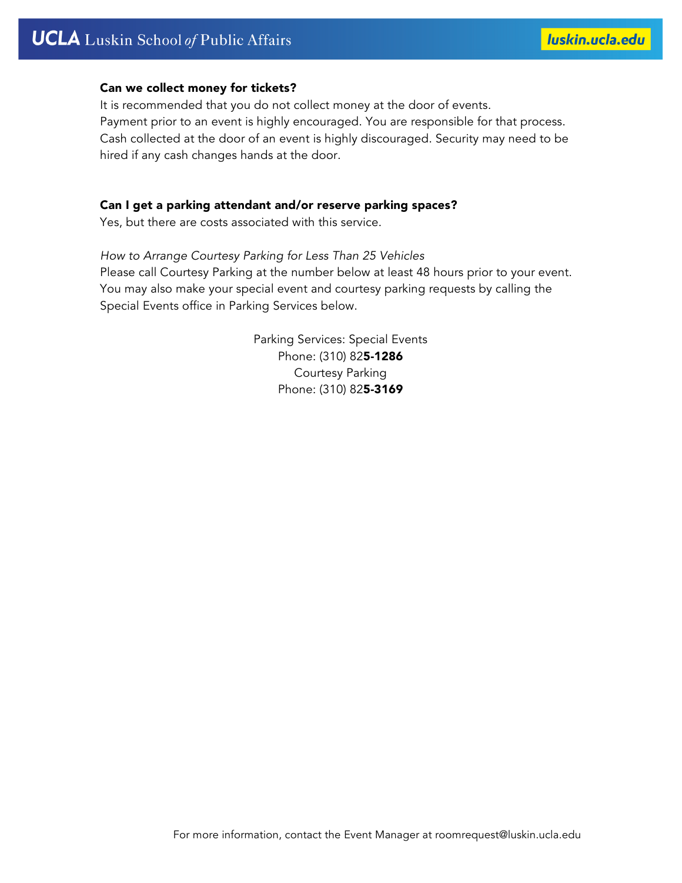**Can we collect money for tickets?**

It is recommended that you do not collect money at the door of events.
Payment prior to an event is highly encouraged. You are responsible for that process.
Cash collected at the door of an event is highly discouraged. Security may need to be hired if any cash changes hands at the door.

**Can I get a parking attendant and/or reserve parking spaces?**

Yes, but there are costs associated with this service.

*How to Arrange Courtesy Parking for Less Than 25 Vehicles*

Please call Courtesy Parking at the number below at least 48 hours prior to your event.
You may also make your special event and courtesy parking requests by calling the Special Events office in Parking Services below.

Parking Services: Special Events
Phone: (310) 82**5-1286**
Courtesy Parking
Phone: (310) 82**5-3169**

For more information, contact the Event Manager at roomrequest@luskin.ucla.edu